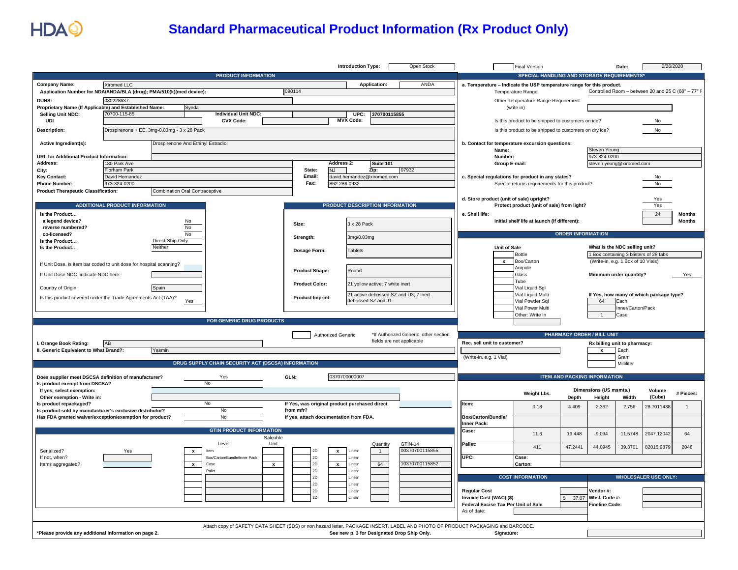HDA

# Standard Pharmaceutical Product Information (Rx Product Only)

**Introduction Type:** Open Stock | Final Version | **Date:** 2/26/2020

## PRODUCT INFORMATION

| Field | Value |
|---|---|
| **Company Name:** | Xiromed LLC |
| **Application:** | ANDA |
| **Application Number for NDA/ANDA/BLA (drug); PMA/510(k)(med device):** | 090114 |
| **DUNS:** | 080228637 |
| **Proprietary Name (If Applicable) and Established Name:** | Syeda |
| **Selling Unit NDC:** | 70700-115-85 |
| **Individual Unit NDC:** | |
| **UPC:** | 370700115855 |
| **UDI** | |
| **CVX Code:** | |
| **MVX Code:** | |
| **Description:** | Drospirenone + EE, 3mg-0.03mg - 3 x 28 Pack |
| **Active Ingredient(s):** | Drospirenone And Ethinyl Estradiol |
| **URL for Additional Product Information:** | |
| **Address:** | 180 Park Ave |
| **Address 2:** | Suite 101 |
| **City:** | Florham Park |
| **State:** | NJ |
| **Zip:** | 07932 |
| **Key Contact:** | David Hernandez |
| **Email:** | david.hernandez@xiromed.com |
| **Phone Number:** | 973-324-0200 |
| **Fax:** | 862-286-0932 |
| **Product Therapeutic Classification:** | Combination Oral Contraceptive |

## ADDITIONAL PRODUCT INFORMATION

| Question | Answer |
|---|---|
| Is the Product… a legend device? | No |
| reverse numbered? | No |
| co-licensed? | No |
| Is the Product… | Direct-Ship Only |
| Is the Product… | Neither |
| If Unit Dose, is item bar coded to unit dose for hospital scanning? | |
| If Unit Dose NDC, indicate NDC here: | |
| Country of Origin | Spain |
| Is this product covered under the Trade Agreements Act (TAA)? | Yes |

## PRODUCT DESCRIPTION INFORMATION

| Field | Value |
|---|---|
| **Size:** | 3 x 28 Pack |
| **Strength:** | 3mg/0.03mg |
| **Dosage Form:** | Tablets |
| **Product Shape:** | Round |
| **Product Color:** | 21 yellow active; 7 white inert |
| **Product Imprint:** | 21 active debossed SZ and J3; 7 inert debossed SZ and J1 |

## FOR GENERIC DRUG PRODUCTS

Authorized Generic: ☐ — *If Authorized Generic, other section fields are not applicable

| Field | Value |
|---|---|
| **I. Orange Book Rating:** | AB |
| **II. Generic Equivalent to What Brand?:** | Yasmin |

## DRUG SUPPLY CHAIN SECURITY ACT (DSCSA) INFORMATION

| Question | Answer |
|---|---|
| **Does supplier meet DSCSA definition of manufacturer?** | Yes |
| **GLN:** | 0370700000007 |
| **Is product exempt from DSCSA?** | No |
| **If yes, select exemption:** | |
| **Other exemption - Write in:** | |
| **Is product repackaged?** | No |
| **If Yes, was original product purchased direct from mfr?** | |
| **Is product sold by manufacturer's exclusive distributor?** | No |
| **Has FDA granted waiver/exception/exemption for product?** | No |
| **If yes, attach documentation from FDA.** | |

## GTIN PRODUCT INFORMATION

Serialized? Yes
If not, when?
Items aggregated?

| Serialized | Level | Saleable Unit | 2D | Linear | Quantity | GTIN-14 |
|---|---|---|---|---|---|---|
| x | Item | | | x | 1 | 00370700115855 |
| | Box/Carton/Bundle/Inner Pack | | | | | |
| x | Case | x | | x | 64 | 10370700115852 |
| | Pallet | | | | | |

## SPECIAL HANDLING AND STORAGE REQUIREMENTS*

**a. Temperature – Indicate the USP temperature range for this product.**

| Field | Value |
|---|---|
| Temperature Range | Controlled Room – between 20 and 25 C (68° – 77° F |
| Other Temperature Range Requirement (write in) | |
| Is this product to be shipped to customers on ice? | No |
| Is this product to be shipped to customers on dry ice? | No |

**b. Contact for temperature excursion questions:**

| Field | Value |
|---|---|
| Name: | Steven Yeung |
| Number: | 973-324-0200 |
| Group E-mail: | steven.yeung@xiromed.com |

| Question | Answer |
|---|---|
| **c. Special regulations for product in any states?** | No |
| Special returns requirements for this product? | No |
| **d. Store product (unit of sale) upright?** | Yes |
| Protect product (unit of sale) from light? | Yes |
| **e. Shelf life:** | 24 Months |
| Initial shelf life at launch (if different): | Months |

## ORDER INFORMATION

**Unit of Sale**

| | |
|---|---|
| | Bottle |
| x | Box/Carton |
| | Ampule |
| | Glass |
| | Tube |
| | Vial Liquid Sgl |
| | Vial Liquid Multi |
| | Vial Powder Sql |
| | Vial Power Multi |
| | Other: Write In |

**What is the NDC selling unit?** 1 Box containing 3 blisters of 28 tabs
(Write-in, e.g. 1 Box of 10 Vials)

**Minimum order quantity?** Yes

**If Yes, how many of which package type?**

| Quantity | Package type |
|---|---|
| 64 | Each |
| | Inner/Carton/Pack |
| 1 | Case |

## PHARMACY ORDER / BILL UNIT

**Rec. sell unit to customer?** (Write-in, e.g. 1 Vial)

**Rx billing unit to pharmacy:**

| | |
|---|---|
| x | Each |
| | Gram |
| | Milliliter |

## ITEM AND PACKING INFORMATION

| | Weight Lbs. | Depth | Height | Width | Volume (Cube) | # Pieces: |
|---|---|---|---|---|---|---|
| | | Dimensions (US msmts.) | | | | |
| **Item:** | 0.18 | 4.409 | 2.362 | 2.756 | 28.7011438 | 1 |
| **Box/Carton/Bundle/ Inner Pack:** | | | | | | |
| **Case:** | 11.6 | 19.448 | 9.094 | 11.5748 | 2047.12042 | 64 |
| **Pallet:** | 411 | 47.2441 | 44.0945 | 39.3701 | 82015.9879 | 2048 |

**UPC:** Case: / Carton:

## COST INFORMATION

| Field | Value |
|---|---|
| **Regular Cost** | |
| **Invoice Cost (WAC) ($)** | $ 37.07 |
| **Federal Excise Tax Per Unit of Sale** | |
| As of date: | |

## WHOLESALER USE ONLY:

| Field | Value |
|---|---|
| **Vendor #:** | |
| **Whsl. Code #:** | |
| **Fineline Code:** | |

Attach copy of SAFETY DATA SHEET (SDS) or non hazard letter, PACKAGE INSERT, LABEL AND PHOTO OF PRODUCT PACKAGING AND BARCODE.

**\*Please provide any additional information on page 2.** **See new p. 3 for Designated Drop Ship Only.** **Signature:**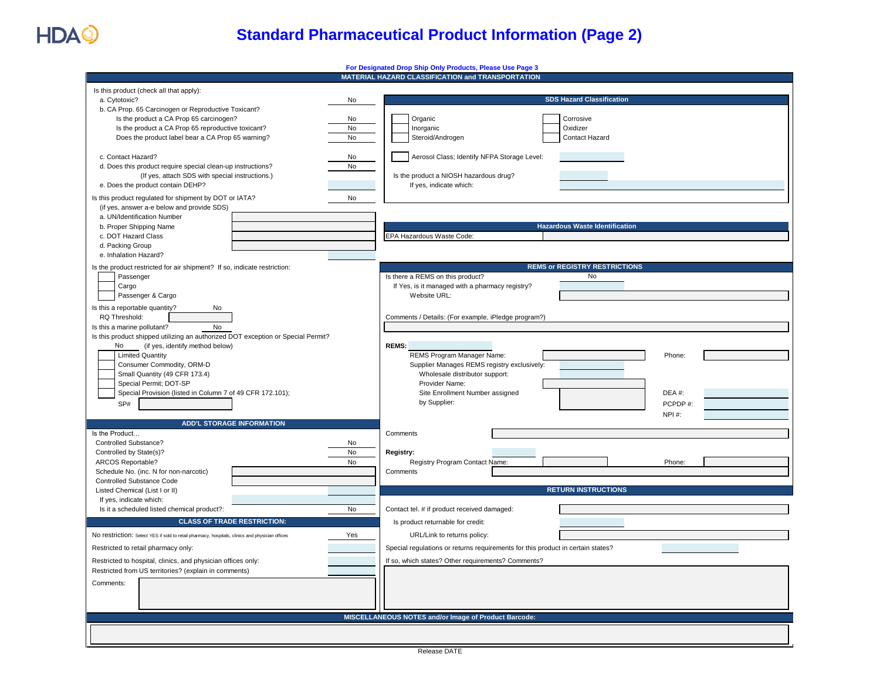# Standard Pharmaceutical Product Information (Page 2)

**For Designated Drop Ship Only Products, Please Use Page 3**

## MATERIAL HAZARD CLASSIFICATION and TRANSPORTATION

Is this product (check all that apply):

| Question | Answer |
|---|---|
| a. Cytotoxic? | No |
| b. CA Prop. 65 Carcinogen or Reproductive Toxicant? | |
| Is the product a CA Prop 65 carcinogen? | No |
| Is the product a CA Prop 65 reproductive toxicant? | No |
| Does the product label bear a CA Prop 65 warning? | No |
| c. Contact Hazard? | No |
| d. Does this product require special clean-up instructions? (If yes, attach SDS with special instructions.) | No |
| e. Does the product contain DEHP? | |

Is this product regulated for shipment by DOT or IATA? No
(if yes, answer a-e below and provide SDS)

| Field | Value |
|---|---|
| a. UN/Identification Number | |
| b. Proper Shipping Name | |
| c. DOT Hazard Class | |
| d. Packing Group | |
| e. Inhalation Hazard? | |

Is the product restricted for air shipment? If so, indicate restriction:

- [ ] Passenger
- [ ] Cargo
- [ ] Passenger & Cargo

Is this a reportable quantity? No
RQ Threshold:
Is this a marine pollutant? No
Is this product shipped utilizing an authorized DOT exception or Special Permit?
No (if yes, identify method below)

- [ ] Limited Quantity
- [ ] Consumer Commodity, ORM-D
- [ ] Small Quantity (49 CFR 173.4)
- [ ] Special Permit; DOT-SP
- [ ] Special Provision (listed in Column 7 of 49 CFR 172.101);

SP#

### SDS Hazard Classification

- [ ] Organic
- [ ] Inorganic
- [ ] Steroid/Androgen
- [ ] Corrosive
- [ ] Oxidizer
- [ ] Contact Hazard
- [ ] Aerosol Class; Identify NFPA Storage Level:

Is the product a NIOSH hazardous drug?
If yes, indicate which:

### Hazardous Waste Identification

EPA Hazardous Waste Code:

## ADD'L STORAGE INFORMATION

Is the Product...

| Question | Answer |
|---|---|
| Controlled Substance? | No |
| Controlled by State(s)? | No |
| ARCOS Reportable? | No |
| Schedule No. (inc. N for non-narcotic) | |
| Controlled Substance Code | |
| Listed Chemical (List I or II) | |
| If yes, indicate which: | |
| Is it a scheduled listed chemical product?: | No |

## CLASS OF TRADE RESTRICTION:

| Question | Answer |
|---|---|
| No restriction: Select YES if sold to retail pharmacy, hospitals, clinics and physician offices | Yes |
| Restricted to retail pharmacy only: | |
| Restricted to hospital, clinics, and physician offices only: | |
| Restricted from US territories? (explain in comments) | |

Comments:

## REMS or REGISTRY RESTRICTIONS

Is there a REMS on this product? No
If Yes, is it managed with a pharmacy registry?
Website URL:

Comments / Details: (For example, iPledge program?)

**REMS:**
REMS Program Manager Name: Phone:
Supplier Manages REMS registry exclusively:
Wholesale distributor support:
Provider Name:
Site Enrollment Number assigned by Supplier: DEA #: PCPDP #: NPI #:

Comments

**Registry:**
Registry Program Contact Name: Phone:
Comments

## RETURN INSTRUCTIONS

Contact tel. # if product received damaged:
Is product returnable for credit:
URL/Link to returns policy:
Special regulations or returns requirements for this product in certain states?
If so, which states? Other requirements? Comments?

## MISCELLANEOUS NOTES and/or Image of Product Barcode:

Release DATE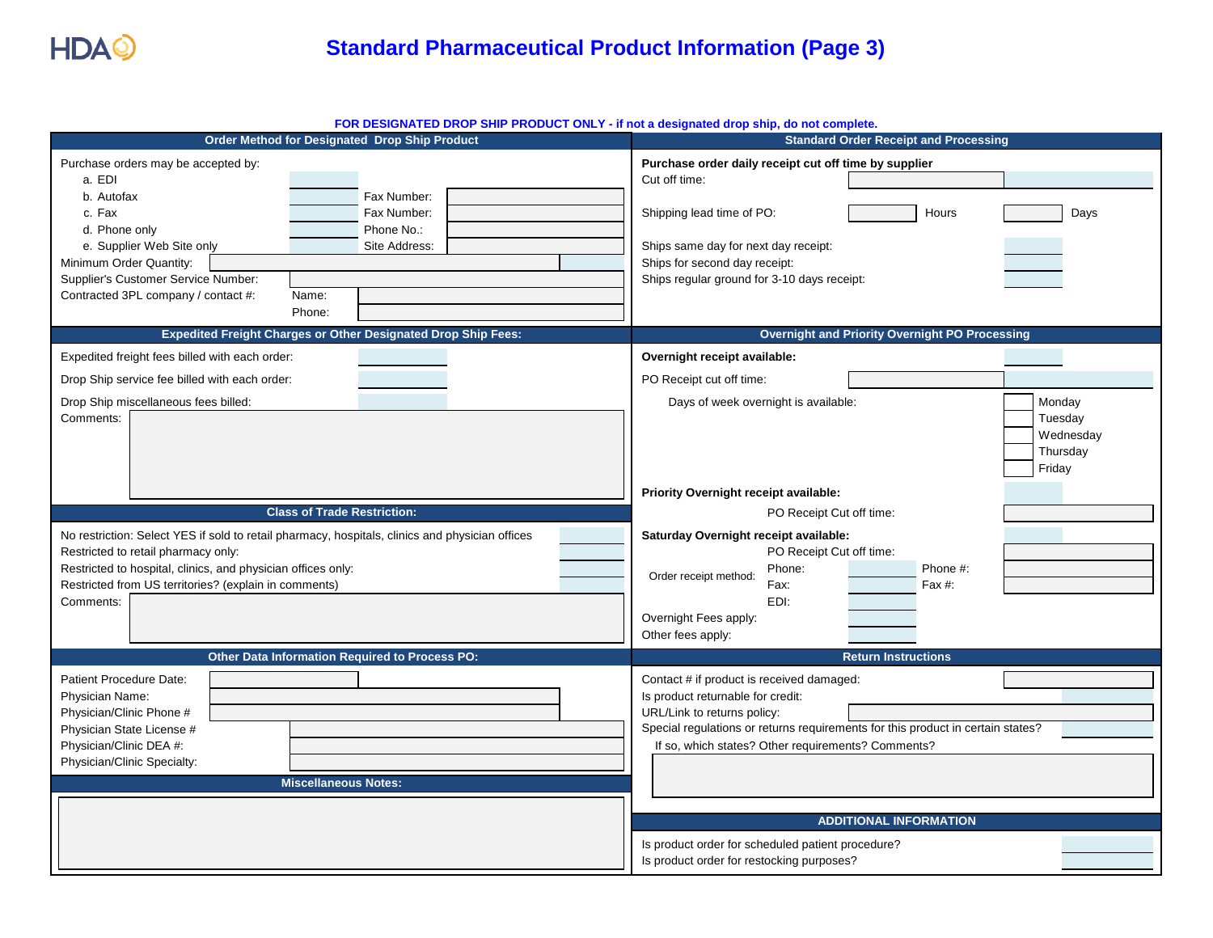# Standard Pharmaceutical Product Information (Page 3)

**FOR DESIGNATED DROP SHIP PRODUCT ONLY - if not a designated drop ship, do not complete.**

## Order Method for Designated Drop Ship Product

Purchase orders may be accepted by:

| | | | |
|---|---|---|---|
| a. EDI | | | |
| b. Autofax | | Fax Number: | |
| c. Fax | | Fax Number: | |
| d. Phone only | | Phone No.: | |
| e. Supplier Web Site only | | Site Address: | |

Minimum Order Quantity:

Supplier's Customer Service Number:

Contracted 3PL company / contact #: Name:

Phone:

## Standard Order Receipt and Processing

**Purchase order daily receipt cut off time by supplier**

Cut off time:

Shipping lead time of PO: Hours Days

| | |
|---|---|
| Ships same day for next day receipt: | |
| Ships for second day receipt: | |
| Ships regular ground for 3-10 days receipt: | |

## Expedited Freight Charges or Other Designated Drop Ship Fees:

| | |
|---|---|
| Expedited freight fees billed with each order: | |
| Drop Ship service fee billed with each order: | |
| Drop Ship miscellaneous fees billed: | |

Comments:

## Overnight and Priority Overnight PO Processing

**Overnight receipt available:**

PO Receipt cut off time:

Days of week overnight is available:

- Monday
- Tuesday
- Wednesday
- Thursday
- Friday

**Priority Overnight receipt available:**

PO Receipt Cut off time:

**Saturday Overnight receipt available:**

PO Receipt Cut off time:

Order receipt method:

| | | | |
|---|---|---|---|
| Phone: | | Phone #: | |
| Fax: | | Fax #: | |
| EDI: | | | |

Overnight Fees apply:

Other fees apply:

## Class of Trade Restriction:

| | |
|---|---|
| No restriction: Select YES if sold to retail pharmacy, hospitals, clinics and physician offices | |
| Restricted to retail pharmacy only: | |
| Restricted to hospital, clinics, and physician offices only: | |
| Restricted from US territories? (explain in comments) | |

Comments:

## Other Data Information Required to Process PO:

| | |
|---|---|
| Patient Procedure Date: | |
| Physician Name: | |
| Physician/Clinic Phone # | |
| Physician State License # | |
| Physician/Clinic DEA #: | |
| Physician/Clinic Specialty: | |

## Miscellaneous Notes:

## Return Instructions

| | |
|---|---|
| Contact # if product is received damaged: | |
| Is product returnable for credit: | |
| URL/Link to returns policy: | |
| Special regulations or returns requirements for this product in certain states? | |

If so, which states? Other requirements? Comments?

## ADDITIONAL INFORMATION

| | |
|---|---|
| Is product order for scheduled patient procedure? | |
| Is product order for restocking purposes? | |